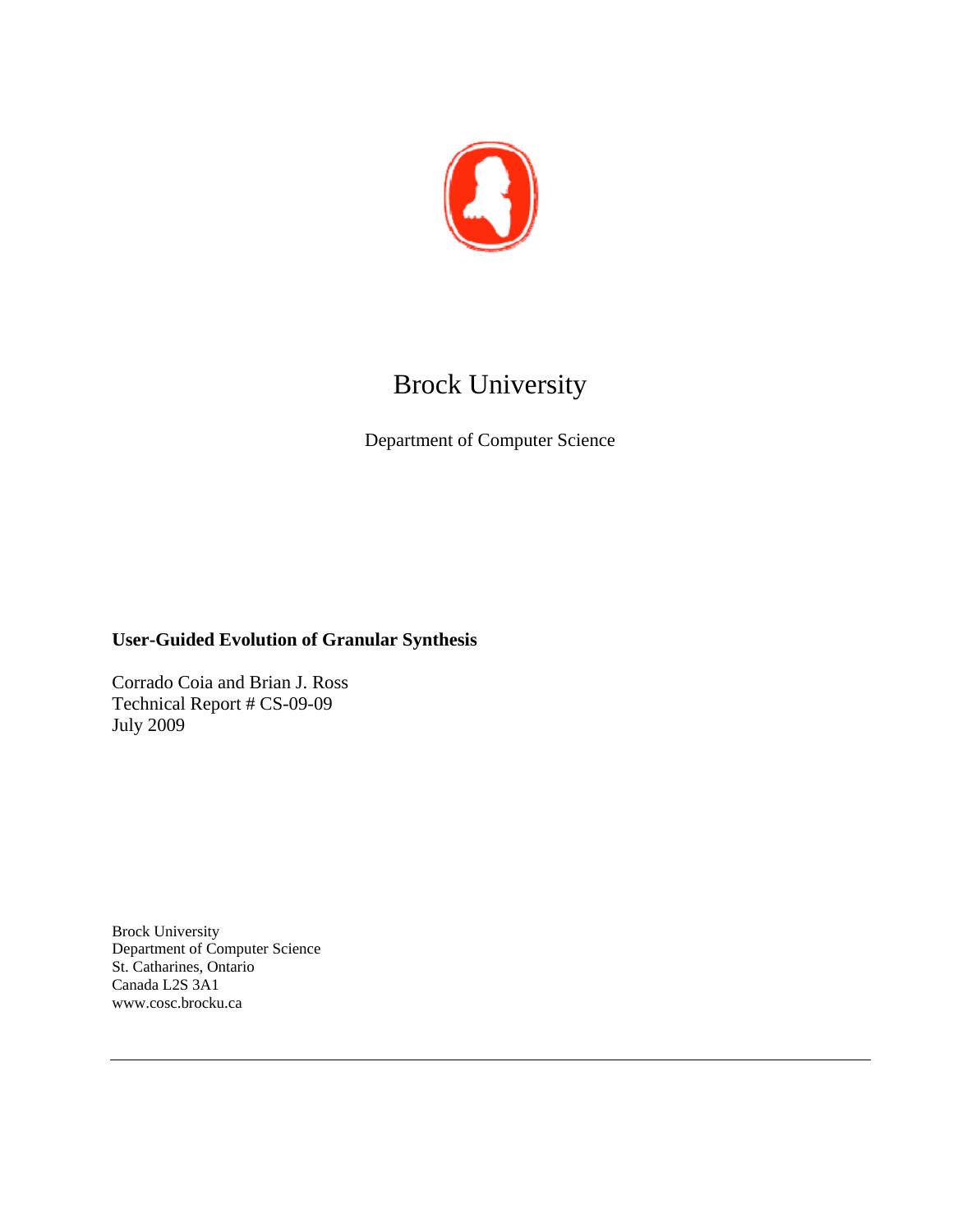# Brock University

Department of Computer Science

**User-Guided Evolution of Granular Synthesis**

Corrado Coia and Brian J. Ross
Technical Report # CS-09-09
July 2009

Brock University
Department of Computer Science
St. Catharines, Ontario
Canada L2S 3A1
www.cosc.brocku.ca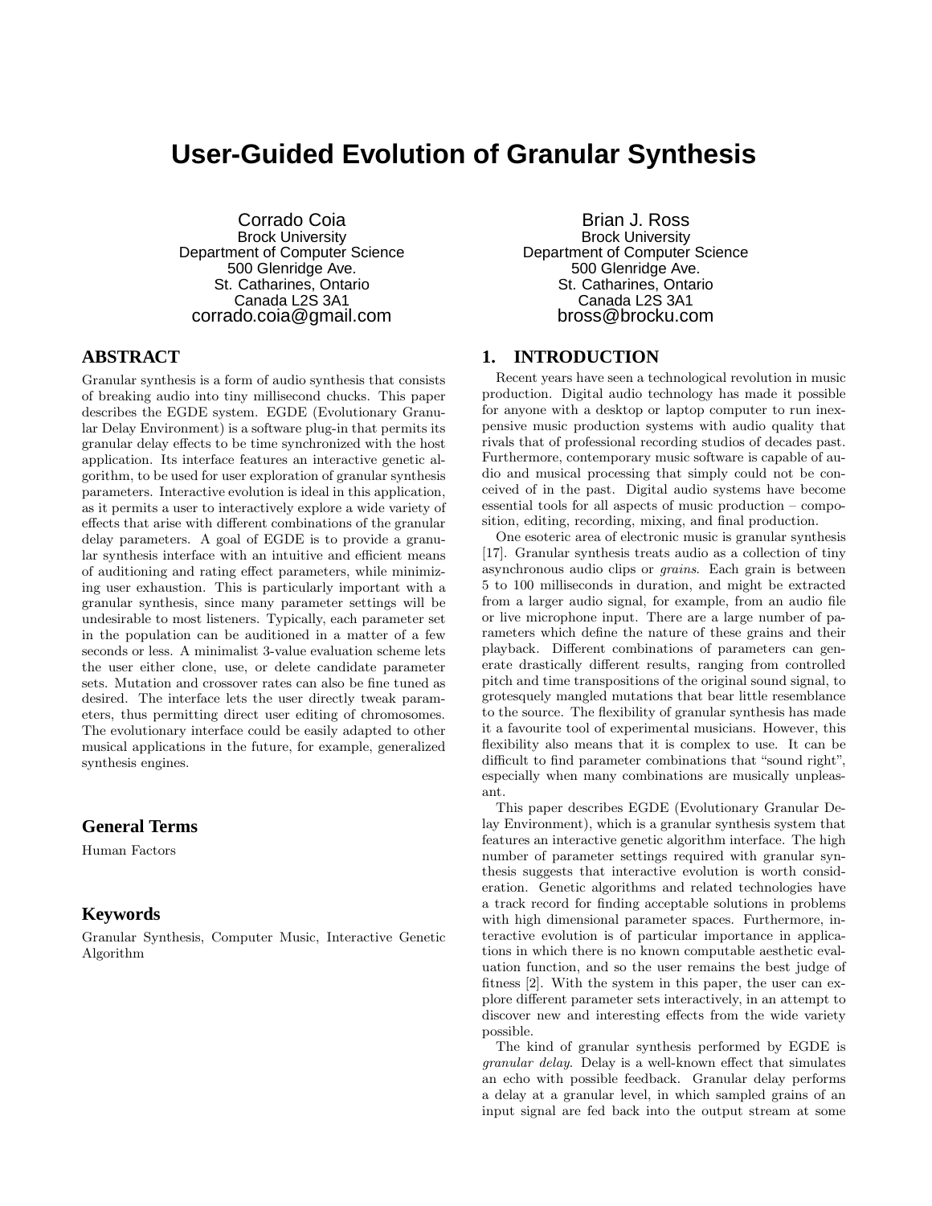# User-Guided Evolution of Granular Synthesis

Corrado Coia
Brock University
Department of Computer Science
500 Glenridge Ave.
St. Catharines, Ontario
Canada L2S 3A1
corrado.coia@gmail.com

Brian J. Ross
Brock University
Department of Computer Science
500 Glenridge Ave.
St. Catharines, Ontario
Canada L2S 3A1
bross@brocku.com

## ABSTRACT

Granular synthesis is a form of audio synthesis that consists of breaking audio into tiny millisecond chucks. This paper describes the EGDE system. EGDE (Evolutionary Granular Delay Environment) is a software plug-in that permits its granular delay effects to be time synchronized with the host application. Its interface features an interactive genetic algorithm, to be used for user exploration of granular synthesis parameters. Interactive evolution is ideal in this application, as it permits a user to interactively explore a wide variety of effects that arise with different combinations of the granular delay parameters. A goal of EGDE is to provide a granular synthesis interface with an intuitive and efficient means of auditioning and rating effect parameters, while minimizing user exhaustion. This is particularly important with a granular synthesis, since many parameter settings will be undesirable to most listeners. Typically, each parameter set in the population can be auditioned in a matter of a few seconds or less. A minimalist 3-value evaluation scheme lets the user either clone, use, or delete candidate parameter sets. Mutation and crossover rates can also be fine tuned as desired. The interface lets the user directly tweak parameters, thus permitting direct user editing of chromosomes. The evolutionary interface could be easily adapted to other musical applications in the future, for example, generalized synthesis engines.

### General Terms

Human Factors

### Keywords

Granular Synthesis, Computer Music, Interactive Genetic Algorithm

## 1. INTRODUCTION

Recent years have seen a technological revolution in music production. Digital audio technology has made it possible for anyone with a desktop or laptop computer to run inexpensive music production systems with audio quality that rivals that of professional recording studios of decades past. Furthermore, contemporary music software is capable of audio and musical processing that simply could not be conceived of in the past. Digital audio systems have become essential tools for all aspects of music production – composition, editing, recording, mixing, and final production.

One esoteric area of electronic music is granular synthesis [17]. Granular synthesis treats audio as a collection of tiny asynchronous audio clips or *grains*. Each grain is between 5 to 100 milliseconds in duration, and might be extracted from a larger audio signal, for example, from an audio file or live microphone input. There are a large number of parameters which define the nature of these grains and their playback. Different combinations of parameters can generate drastically different results, ranging from controlled pitch and time transpositions of the original sound signal, to grotesquely mangled mutations that bear little resemblance to the source. The flexibility of granular synthesis has made it a favourite tool of experimental musicians. However, this flexibility also means that it is complex to use. It can be difficult to find parameter combinations that "sound right", especially when many combinations are musically unpleasant.

This paper describes EGDE (Evolutionary Granular Delay Environment), which is a granular synthesis system that features an interactive genetic algorithm interface. The high number of parameter settings required with granular synthesis suggests that interactive evolution is worth consideration. Genetic algorithms and related technologies have a track record for finding acceptable solutions in problems with high dimensional parameter spaces. Furthermore, interactive evolution is of particular importance in applications in which there is no known computable aesthetic evaluation function, and so the user remains the best judge of fitness [2]. With the system in this paper, the user can explore different parameter sets interactively, in an attempt to discover new and interesting effects from the wide variety possible.

The kind of granular synthesis performed by EGDE is *granular delay*. Delay is a well-known effect that simulates an echo with possible feedback. Granular delay performs a delay at a granular level, in which sampled grains of an input signal are fed back into the output stream at some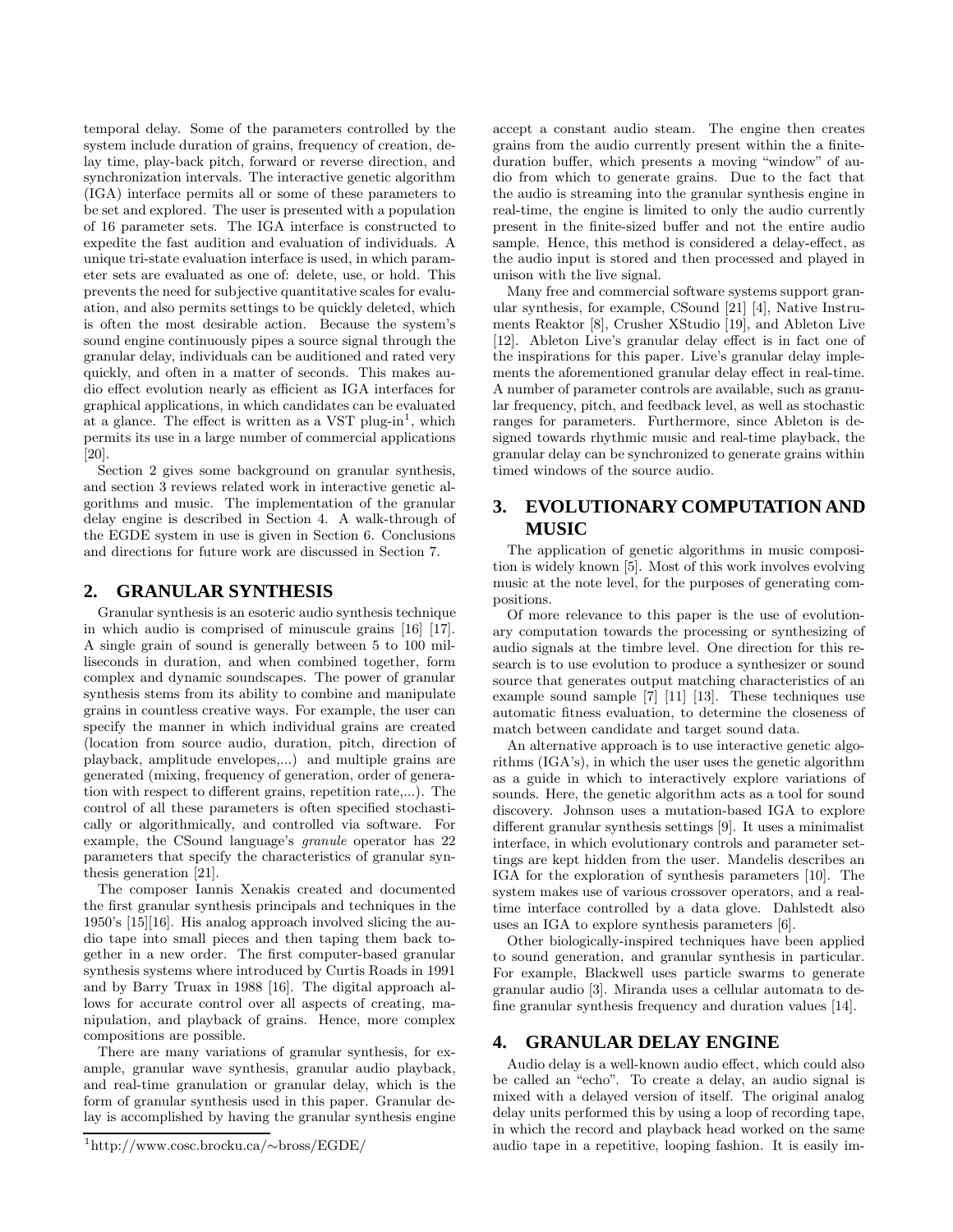temporal delay. Some of the parameters controlled by the system include duration of grains, frequency of creation, delay time, play-back pitch, forward or reverse direction, and synchronization intervals. The interactive genetic algorithm (IGA) interface permits all or some of these parameters to be set and explored. The user is presented with a population of 16 parameter sets. The IGA interface is constructed to expedite the fast audition and evaluation of individuals. A unique tri-state evaluation interface is used, in which parameter sets are evaluated as one of: delete, use, or hold. This prevents the need for subjective quantitative scales for evaluation, and also permits settings to be quickly deleted, which is often the most desirable action. Because the system's sound engine continuously pipes a source signal through the granular delay, individuals can be auditioned and rated very quickly, and often in a matter of seconds. This makes audio effect evolution nearly as efficient as IGA interfaces for graphical applications, in which candidates can be evaluated at a glance. The effect is written as a VST plug-in[1], which permits its use in a large number of commercial applications [20].

Section 2 gives some background on granular synthesis, and section 3 reviews related work in interactive genetic algorithms and music. The implementation of the granular delay engine is described in Section 4. A walk-through of the EGDE system in use is given in Section 6. Conclusions and directions for future work are discussed in Section 7.

## 2. GRANULAR SYNTHESIS

Granular synthesis is an esoteric audio synthesis technique in which audio is comprised of minuscule grains [16] [17]. A single grain of sound is generally between 5 to 100 milliseconds in duration, and when combined together, form complex and dynamic soundscapes. The power of granular synthesis stems from its ability to combine and manipulate grains in countless creative ways. For example, the user can specify the manner in which individual grains are created (location from source audio, duration, pitch, direction of playback, amplitude envelopes,...) and multiple grains are generated (mixing, frequency of generation, order of generation with respect to different grains, repetition rate,...). The control of all these parameters is often specified stochastically or algorithmically, and controlled via software. For example, the CSound language's *granule* operator has 22 parameters that specify the characteristics of granular synthesis generation [21].

The composer Iannis Xenakis created and documented the first granular synthesis principals and techniques in the 1950's [15][16]. His analog approach involved slicing the audio tape into small pieces and then taping them back together in a new order. The first computer-based granular synthesis systems where introduced by Curtis Roads in 1991 and by Barry Truax in 1988 [16]. The digital approach allows for accurate control over all aspects of creating, manipulation, and playback of grains. Hence, more complex compositions are possible.

There are many variations of granular synthesis, for example, granular wave synthesis, granular audio playback, and real-time granulation or granular delay, which is the form of granular synthesis used in this paper. Granular delay is accomplished by having the granular synthesis engine accept a constant audio steam. The engine then creates grains from the audio currently present within the a finite-duration buffer, which presents a moving "window" of audio from which to generate grains. Due to the fact that the audio is streaming into the granular synthesis engine in real-time, the engine is limited to only the audio currently present in the finite-sized buffer and not the entire audio sample. Hence, this method is considered a delay-effect, as the audio input is stored and then processed and played in unison with the live signal.

Many free and commercial software systems support granular synthesis, for example, CSound [21] [4], Native Instruments Reaktor [8], Crusher XStudio [19], and Ableton Live [12]. Ableton Live's granular delay effect is in fact one of the inspirations for this paper. Live's granular delay implements the aforementioned granular delay effect in real-time. A number of parameter controls are available, such as granular frequency, pitch, and feedback level, as well as stochastic ranges for parameters. Furthermore, since Ableton is designed towards rhythmic music and real-time playback, the granular delay can be synchronized to generate grains within timed windows of the source audio.

## 3. EVOLUTIONARY COMPUTATION AND MUSIC

The application of genetic algorithms in music composition is widely known [5]. Most of this work involves evolving music at the note level, for the purposes of generating compositions.

Of more relevance to this paper is the use of evolutionary computation towards the processing or synthesizing of audio signals at the timbre level. One direction for this research is to use evolution to produce a synthesizer or sound source that generates output matching characteristics of an example sound sample [7] [11] [13]. These techniques use automatic fitness evaluation, to determine the closeness of match between candidate and target sound data.

An alternative approach is to use interactive genetic algorithms (IGA's), in which the user uses the genetic algorithm as a guide in which to interactively explore variations of sounds. Here, the genetic algorithm acts as a tool for sound discovery. Johnson uses a mutation-based IGA to explore different granular synthesis settings [9]. It uses a minimalist interface, in which evolutionary controls and parameter settings are kept hidden from the user. Mandelis describes an IGA for the exploration of synthesis parameters [10]. The system makes use of various crossover operators, and a real-time interface controlled by a data glove. Dahlstedt also uses an IGA to explore synthesis parameters [6].

Other biologically-inspired techniques have been applied to sound generation, and granular synthesis in particular. For example, Blackwell uses particle swarms to generate granular audio [3]. Miranda uses a cellular automata to define granular synthesis frequency and duration values [14].

## 4. GRANULAR DELAY ENGINE

Audio delay is a well-known audio effect, which could also be called an "echo". To create a delay, an audio signal is mixed with a delayed version of itself. The original analog delay units performed this by using a loop of recording tape, in which the record and playback head worked on the same audio tape in a repetitive, looping fashion. It is easily im-

[1] http://www.cosc.brocku.ca/∼bross/EGDE/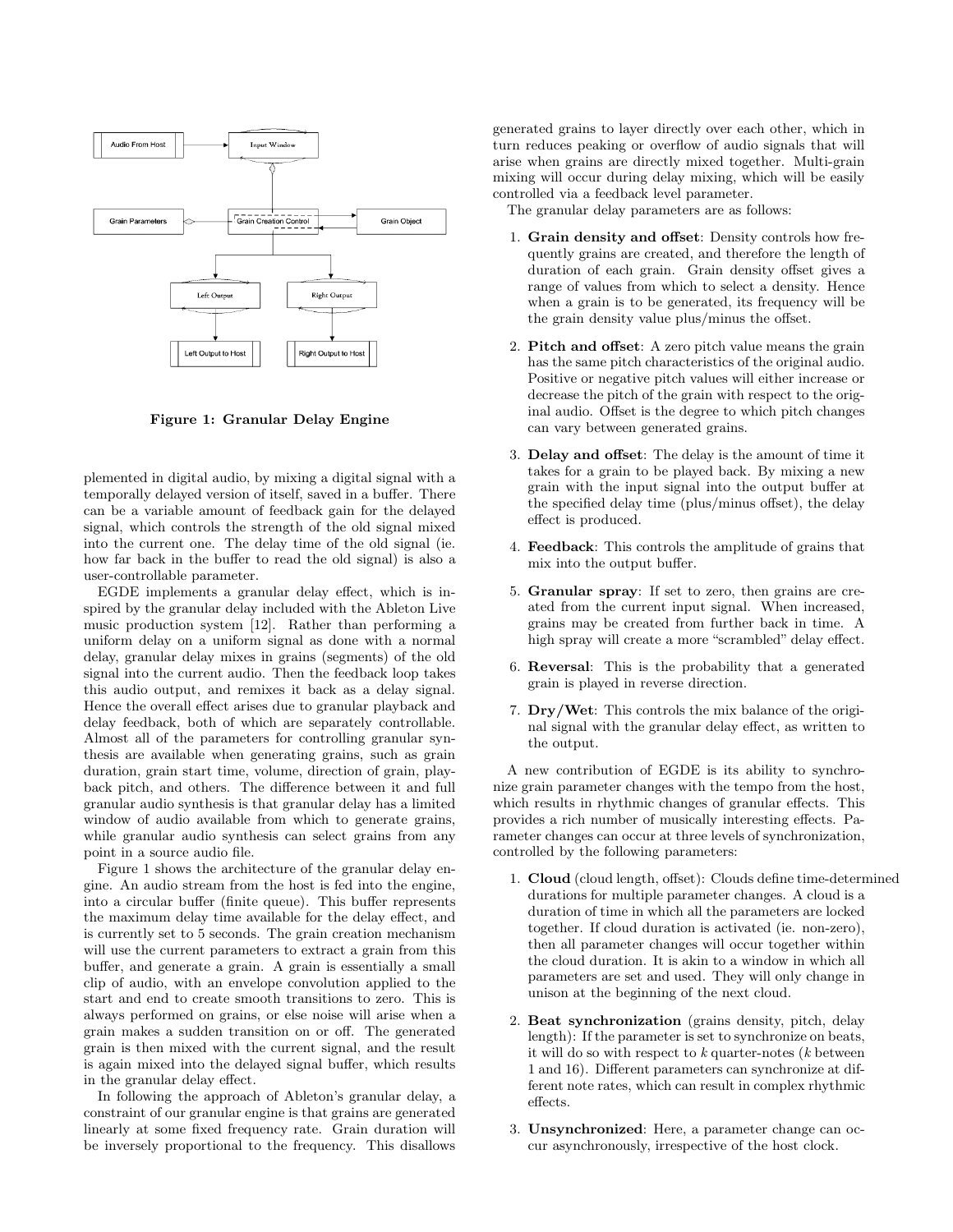Figure 1: Granular Delay Engine

plemented in digital audio, by mixing a digital signal with a temporally delayed version of itself, saved in a buffer. There can be a variable amount of feedback gain for the delayed signal, which controls the strength of the old signal mixed into the current one. The delay time of the old signal (ie. how far back in the buffer to read the old signal) is also a user-controllable parameter.

EGDE implements a granular delay effect, which is inspired by the granular delay included with the Ableton Live music production system [12]. Rather than performing a uniform delay on a uniform signal as done with a normal delay, granular delay mixes in grains (segments) of the old signal into the current audio. Then the feedback loop takes this audio output, and remixes it back as a delay signal. Hence the overall effect arises due to granular playback and delay feedback, both of which are separately controllable. Almost all of the parameters for controlling granular synthesis are available when generating grains, such as grain duration, grain start time, volume, direction of grain, playback pitch, and others. The difference between it and full granular audio synthesis is that granular delay has a limited window of audio available from which to generate grains, while granular audio synthesis can select grains from any point in a source audio file.

Figure 1 shows the architecture of the granular delay engine. An audio stream from the host is fed into the engine, into a circular buffer (finite queue). This buffer represents the maximum delay time available for the delay effect, and is currently set to 5 seconds. The grain creation mechanism will use the current parameters to extract a grain from this buffer, and generate a grain. A grain is essentially a small clip of audio, with an envelope convolution applied to the start and end to create smooth transitions to zero. This is always performed on grains, or else noise will arise when a grain makes a sudden transition on or off. The generated grain is then mixed with the current signal, and the result is again mixed into the delayed signal buffer, which results in the granular delay effect.

In following the approach of Ableton's granular delay, a constraint of our granular engine is that grains are generated linearly at some fixed frequency rate. Grain duration will be inversely proportional to the frequency. This disallows generated grains to layer directly over each other, which in turn reduces peaking or overflow of audio signals that will arise when grains are directly mixed together. Multi-grain mixing will occur during delay mixing, which will be easily controlled via a feedback level parameter.

The granular delay parameters are as follows:

1. **Grain density and offset**: Density controls how frequently grains are created, and therefore the length of duration of each grain. Grain density offset gives a range of values from which to select a density. Hence when a grain is to be generated, its frequency will be the grain density value plus/minus the offset.
2. **Pitch and offset**: A zero pitch value means the grain has the same pitch characteristics of the original audio. Positive or negative pitch values will either increase or decrease the pitch of the grain with respect to the original audio. Offset is the degree to which pitch changes can vary between generated grains.
3. **Delay and offset**: The delay is the amount of time it takes for a grain to be played back. By mixing a new grain with the input signal into the output buffer at the specified delay time (plus/minus offset), the delay effect is produced.
4. **Feedback**: This controls the amplitude of grains that mix into the output buffer.
5. **Granular spray**: If set to zero, then grains are created from the current input signal. When increased, grains may be created from further back in time. A high spray will create a more "scrambled" delay effect.
6. **Reversal**: This is the probability that a generated grain is played in reverse direction.
7. **Dry/Wet**: This controls the mix balance of the original signal with the granular delay effect, as written to the output.

A new contribution of EGDE is its ability to synchronize grain parameter changes with the tempo from the host, which results in rhythmic changes of granular effects. This provides a rich number of musically interesting effects. Parameter changes can occur at three levels of synchronization, controlled by the following parameters:

1. **Cloud** (cloud length, offset): Clouds define time-determined durations for multiple parameter changes. A cloud is a duration of time in which all the parameters are locked together. If cloud duration is activated (ie. non-zero), then all parameter changes will occur together within the cloud duration. It is akin to a window in which all parameters are set and used. They will only change in unison at the beginning of the next cloud.
2. **Beat synchronization** (grains density, pitch, delay length): If the parameter is set to synchronize on beats, it will do so with respect to $k$ quarter-notes ($k$ between 1 and 16). Different parameters can synchronize at different note rates, which can result in complex rhythmic effects.
3. **Unsynchronized**: Here, a parameter change can occur asynchronously, irrespective of the host clock.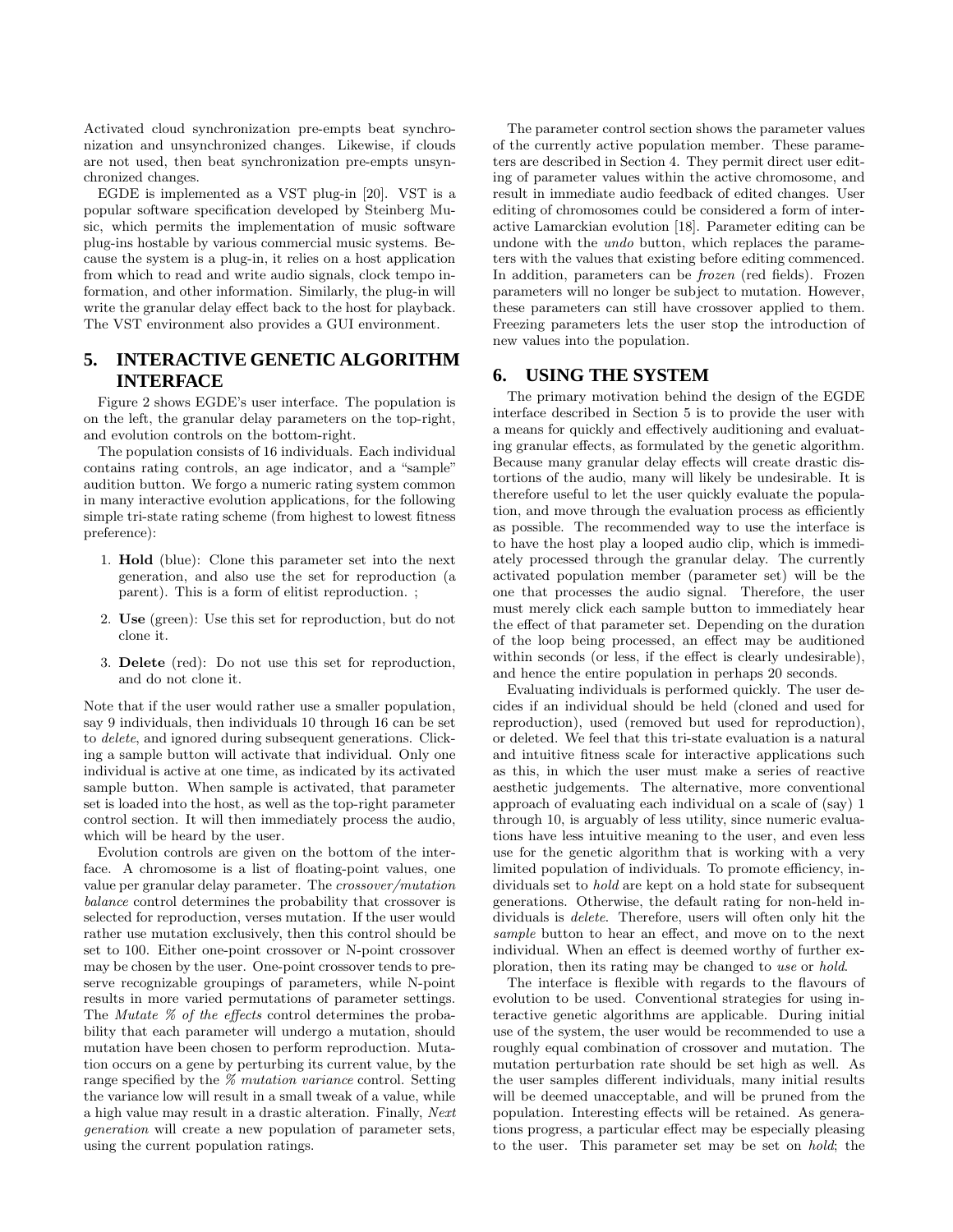Activated cloud synchronization pre-empts beat synchronization and unsynchronized changes. Likewise, if clouds are not used, then beat synchronization pre-empts unsynchronized changes.

EGDE is implemented as a VST plug-in [20]. VST is a popular software specification developed by Steinberg Music, which permits the implementation of music software plug-ins hostable by various commercial music systems. Because the system is a plug-in, it relies on a host application from which to read and write audio signals, clock tempo information, and other information. Similarly, the plug-in will write the granular delay effect back to the host for playback. The VST environment also provides a GUI environment.

## 5. INTERACTIVE GENETIC ALGORITHM INTERFACE

Figure 2 shows EGDE's user interface. The population is on the left, the granular delay parameters on the top-right, and evolution controls on the bottom-right.

The population consists of 16 individuals. Each individual contains rating controls, an age indicator, and a "sample" audition button. We forgo a numeric rating system common in many interactive evolution applications, for the following simple tri-state rating scheme (from highest to lowest fitness preference):

1. **Hold** (blue): Clone this parameter set into the next generation, and also use the set for reproduction (a parent). This is a form of elitist reproduction. ;
2. **Use** (green): Use this set for reproduction, but do not clone it.
3. **Delete** (red): Do not use this set for reproduction, and do not clone it.

Note that if the user would rather use a smaller population, say 9 individuals, then individuals 10 through 16 can be set to *delete*, and ignored during subsequent generations. Clicking a sample button will activate that individual. Only one individual is active at one time, as indicated by its activated sample button. When sample is activated, that parameter set is loaded into the host, as well as the top-right parameter control section. It will then immediately process the audio, which will be heard by the user.

Evolution controls are given on the bottom of the interface. A chromosome is a list of floating-point values, one value per granular delay parameter. The *crossover/mutation balance* control determines the probability that crossover is selected for reproduction, verses mutation. If the user would rather use mutation exclusively, then this control should be set to 100. Either one-point crossover or N-point crossover may be chosen by the user. One-point crossover tends to preserve recognizable groupings of parameters, while N-point results in more varied permutations of parameter settings. The *Mutate % of the effects* control determines the probability that each parameter will undergo a mutation, should mutation have been chosen to perform reproduction. Mutation occurs on a gene by perturbing its current value, by the range specified by the *% mutation variance* control. Setting the variance low will result in a small tweak of a value, while a high value may result in a drastic alteration. Finally, *Next generation* will create a new population of parameter sets, using the current population ratings.

The parameter control section shows the parameter values of the currently active population member. These parameters are described in Section 4. They permit direct user editing of parameter values within the active chromosome, and result in immediate audio feedback of edited changes. User editing of chromosomes could be considered a form of interactive Lamarckian evolution [18]. Parameter editing can be undone with the *undo* button, which replaces the parameters with the values that existing before editing commenced. In addition, parameters can be *frozen* (red fields). Frozen parameters will no longer be subject to mutation. However, these parameters can still have crossover applied to them. Freezing parameters lets the user stop the introduction of new values into the population.

## 6. USING THE SYSTEM

The primary motivation behind the design of the EGDE interface described in Section 5 is to provide the user with a means for quickly and effectively auditioning and evaluating granular effects, as formulated by the genetic algorithm. Because many granular delay effects will create drastic distortions of the audio, many will likely be undesirable. It is therefore useful to let the user quickly evaluate the population, and move through the evaluation process as efficiently as possible. The recommended way to use the interface is to have the host play a looped audio clip, which is immediately processed through the granular delay. The currently activated population member (parameter set) will be the one that processes the audio signal. Therefore, the user must merely click each sample button to immediately hear the effect of that parameter set. Depending on the duration of the loop being processed, an effect may be auditioned within seconds (or less, if the effect is clearly undesirable), and hence the entire population in perhaps 20 seconds.

Evaluating individuals is performed quickly. The user decides if an individual should be held (cloned and used for reproduction), used (removed but used for reproduction), or deleted. We feel that this tri-state evaluation is a natural and intuitive fitness scale for interactive applications such as this, in which the user must make a series of reactive aesthetic judgements. The alternative, more conventional approach of evaluating each individual on a scale of (say) 1 through 10, is arguably of less utility, since numeric evaluations have less intuitive meaning to the user, and even less use for the genetic algorithm that is working with a very limited population of individuals. To promote efficiency, individuals set to *hold* are kept on a hold state for subsequent generations. Otherwise, the default rating for non-held individuals is *delete*. Therefore, users will often only hit the *sample* button to hear an effect, and move on to the next individual. When an effect is deemed worthy of further exploration, then its rating may be changed to *use* or *hold*.

The interface is flexible with regards to the flavours of evolution to be used. Conventional strategies for using interactive genetic algorithms are applicable. During initial use of the system, the user would be recommended to use a roughly equal combination of crossover and mutation. The mutation perturbation rate should be set high as well. As the user samples different individuals, many initial results will be deemed unacceptable, and will be pruned from the population. Interesting effects will be retained. As generations progress, a particular effect may be especially pleasing to the user. This parameter set may be set on *hold*; the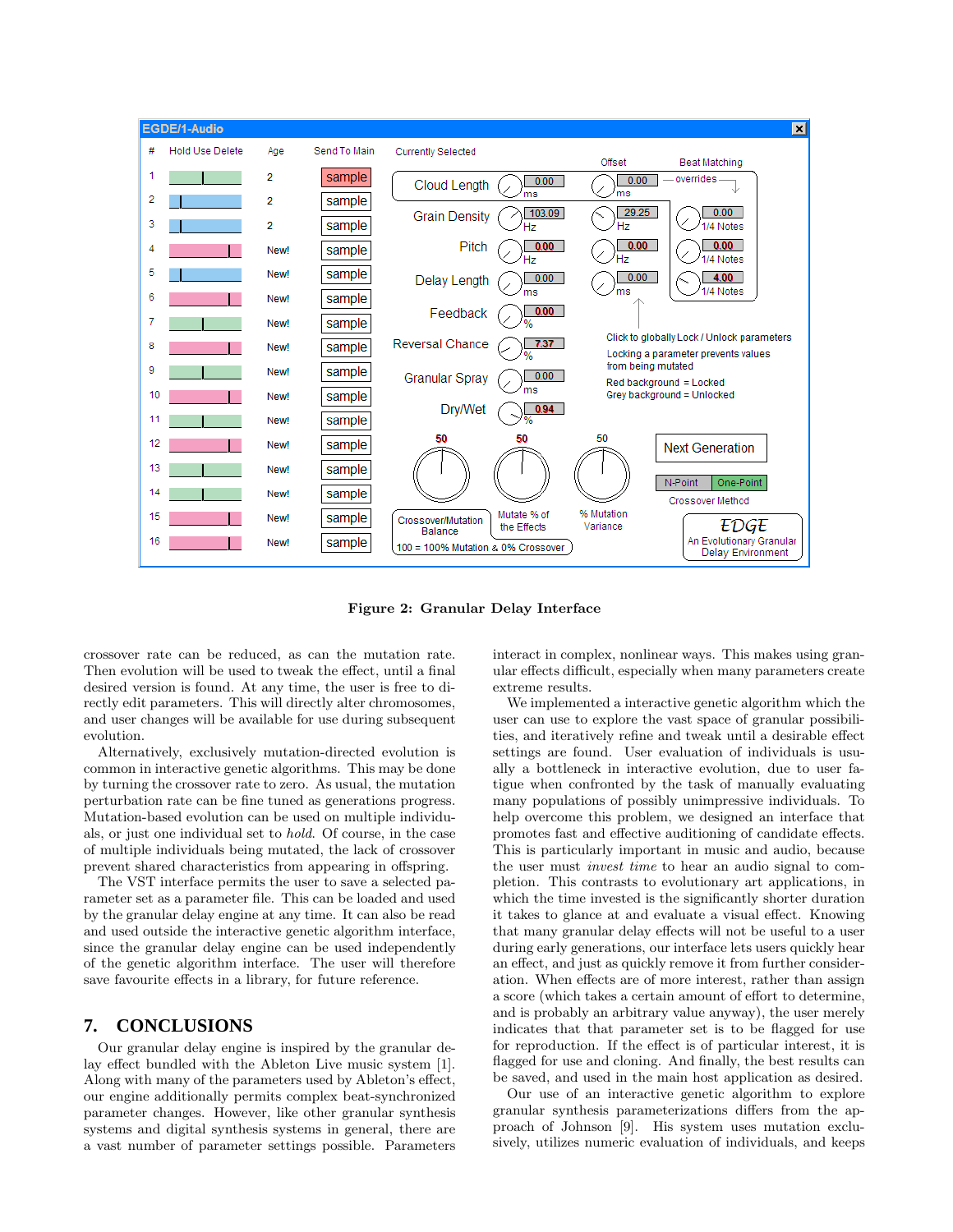Figure 2: Granular Delay Interface

crossover rate can be reduced, as can the mutation rate. Then evolution will be used to tweak the effect, until a final desired version is found. At any time, the user is free to directly edit parameters. This will directly alter chromosomes, and user changes will be available for use during subsequent evolution.

Alternatively, exclusively mutation-directed evolution is common in interactive genetic algorithms. This may be done by turning the crossover rate to zero. As usual, the mutation perturbation rate can be fine tuned as generations progress. Mutation-based evolution can be used on multiple individuals, or just one individual set to *hold*. Of course, in the case of multiple individuals being mutated, the lack of crossover prevent shared characteristics from appearing in offspring.

The VST interface permits the user to save a selected parameter set as a parameter file. This can be loaded and used by the granular delay engine at any time. It can also be read and used outside the interactive genetic algorithm interface, since the granular delay engine can be used independently of the genetic algorithm interface. The user will therefore save favourite effects in a library, for future reference.

## 7. CONCLUSIONS

Our granular delay engine is inspired by the granular delay effect bundled with the Ableton Live music system [1]. Along with many of the parameters used by Ableton's effect, our engine additionally permits complex beat-synchronized parameter changes. However, like other granular synthesis systems and digital synthesis systems in general, there are a vast number of parameter settings possible. Parameters interact in complex, nonlinear ways. This makes using granular effects difficult, especially when many parameters create extreme results.

We implemented a interactive genetic algorithm which the user can use to explore the vast space of granular possibilities, and iteratively refine and tweak until a desirable effect settings are found. User evaluation of individuals is usually a bottleneck in interactive evolution, due to user fatigue when confronted by the task of manually evaluating many populations of possibly unimpressive individuals. To help overcome this problem, we designed an interface that promotes fast and effective auditioning of candidate effects. This is particularly important in music and audio, because the user must *invest time* to hear an audio signal to completion. This contrasts to evolutionary art applications, in which the time invested is the significantly shorter duration it takes to glance at and evaluate a visual effect. Knowing that many granular delay effects will not be useful to a user during early generations, our interface lets users quickly hear an effect, and just as quickly remove it from further consideration. When effects are of more interest, rather than assign a score (which takes a certain amount of effort to determine, and is probably an arbitrary value anyway), the user merely indicates that that parameter set is to be flagged for use for reproduction. If the effect is of particular interest, it is flagged for use and cloning. And finally, the best results can be saved, and used in the main host application as desired.

Our use of an interactive genetic algorithm to explore granular synthesis parameterizations differs from the approach of Johnson [9]. His system uses mutation exclusively, utilizes numeric evaluation of individuals, and keeps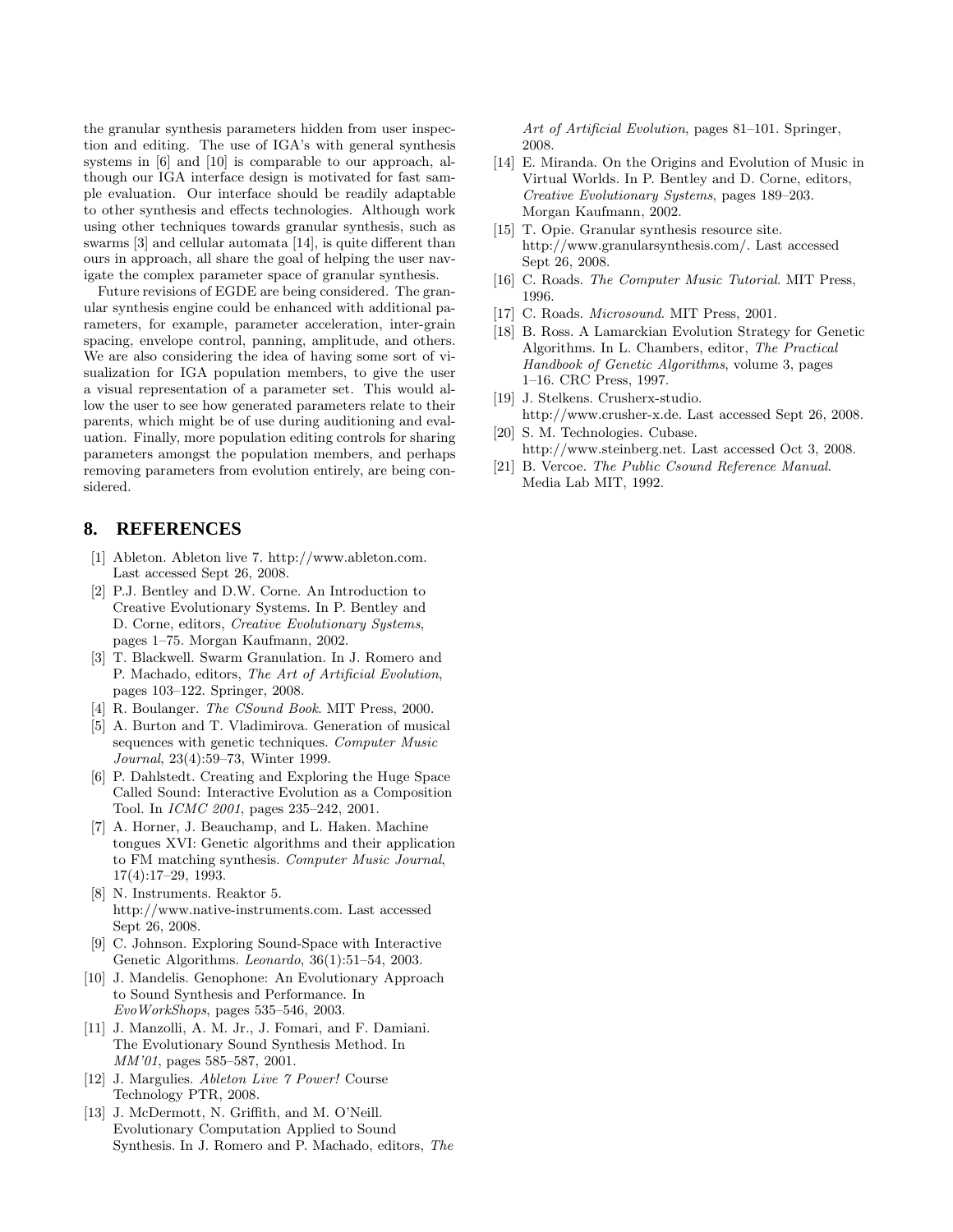the granular synthesis parameters hidden from user inspection and editing. The use of IGA's with general synthesis systems in [6] and [10] is comparable to our approach, although our IGA interface design is motivated for fast sample evaluation. Our interface should be readily adaptable to other synthesis and effects technologies. Although work using other techniques towards granular synthesis, such as swarms [3] and cellular automata [14], is quite different than ours in approach, all share the goal of helping the user navigate the complex parameter space of granular synthesis.

Future revisions of EGDE are being considered. The granular synthesis engine could be enhanced with additional parameters, for example, parameter acceleration, inter-grain spacing, envelope control, panning, amplitude, and others. We are also considering the idea of having some sort of visualization for IGA population members, to give the user a visual representation of a parameter set. This would allow the user to see how generated parameters relate to their parents, which might be of use during auditioning and evaluation. Finally, more population editing controls for sharing parameters amongst the population members, and perhaps removing parameters from evolution entirely, are being considered.

## 8. REFERENCES

[1] Ableton. Ableton live 7. http://www.ableton.com. Last accessed Sept 26, 2008.

[2] P.J. Bentley and D.W. Corne. An Introduction to Creative Evolutionary Systems. In P. Bentley and D. Corne, editors, *Creative Evolutionary Systems*, pages 1–75. Morgan Kaufmann, 2002.

[3] T. Blackwell. Swarm Granulation. In J. Romero and P. Machado, editors, *The Art of Artificial Evolution*, pages 103–122. Springer, 2008.

[4] R. Boulanger. *The CSound Book*. MIT Press, 2000.

[5] A. Burton and T. Vladimirova. Generation of musical sequences with genetic techniques. *Computer Music Journal*, 23(4):59–73, Winter 1999.

[6] P. Dahlstedt. Creating and Exploring the Huge Space Called Sound: Interactive Evolution as a Composition Tool. In *ICMC 2001*, pages 235–242, 2001.

[7] A. Horner, J. Beauchamp, and L. Haken. Machine tongues XVI: Genetic algorithms and their application to FM matching synthesis. *Computer Music Journal*, 17(4):17–29, 1993.

[8] N. Instruments. Reaktor 5. http://www.native-instruments.com. Last accessed Sept 26, 2008.

[9] C. Johnson. Exploring Sound-Space with Interactive Genetic Algorithms. *Leonardo*, 36(1):51–54, 2003.

[10] J. Mandelis. Genophone: An Evolutionary Approach to Sound Synthesis and Performance. In *EvoWorkShops*, pages 535–546, 2003.

[11] J. Manzolli, A. M. Jr., J. Fomari, and F. Damiani. The Evolutionary Sound Synthesis Method. In *MM'01*, pages 585–587, 2001.

[12] J. Margulies. *Ableton Live 7 Power!* Course Technology PTR, 2008.

[13] J. McDermott, N. Griffith, and M. O'Neill. Evolutionary Computation Applied to Sound Synthesis. In J. Romero and P. Machado, editors, *The Art of Artificial Evolution*, pages 81–101. Springer, 2008.

[14] E. Miranda. On the Origins and Evolution of Music in Virtual Worlds. In P. Bentley and D. Corne, editors, *Creative Evolutionary Systems*, pages 189–203. Morgan Kaufmann, 2002.

[15] T. Opie. Granular synthesis resource site. http://www.granularsynthesis.com/. Last accessed Sept 26, 2008.

[16] C. Roads. *The Computer Music Tutorial*. MIT Press, 1996.

[17] C. Roads. *Microsound*. MIT Press, 2001.

[18] B. Ross. A Lamarckian Evolution Strategy for Genetic Algorithms. In L. Chambers, editor, *The Practical Handbook of Genetic Algorithms*, volume 3, pages 1–16. CRC Press, 1997.

[19] J. Stelkens. Crusherx-studio. http://www.crusher-x.de. Last accessed Sept 26, 2008.

[20] S. M. Technologies. Cubase. http://www.steinberg.net. Last accessed Oct 3, 2008.

[21] B. Vercoe. *The Public Csound Reference Manual*. Media Lab MIT, 1992.